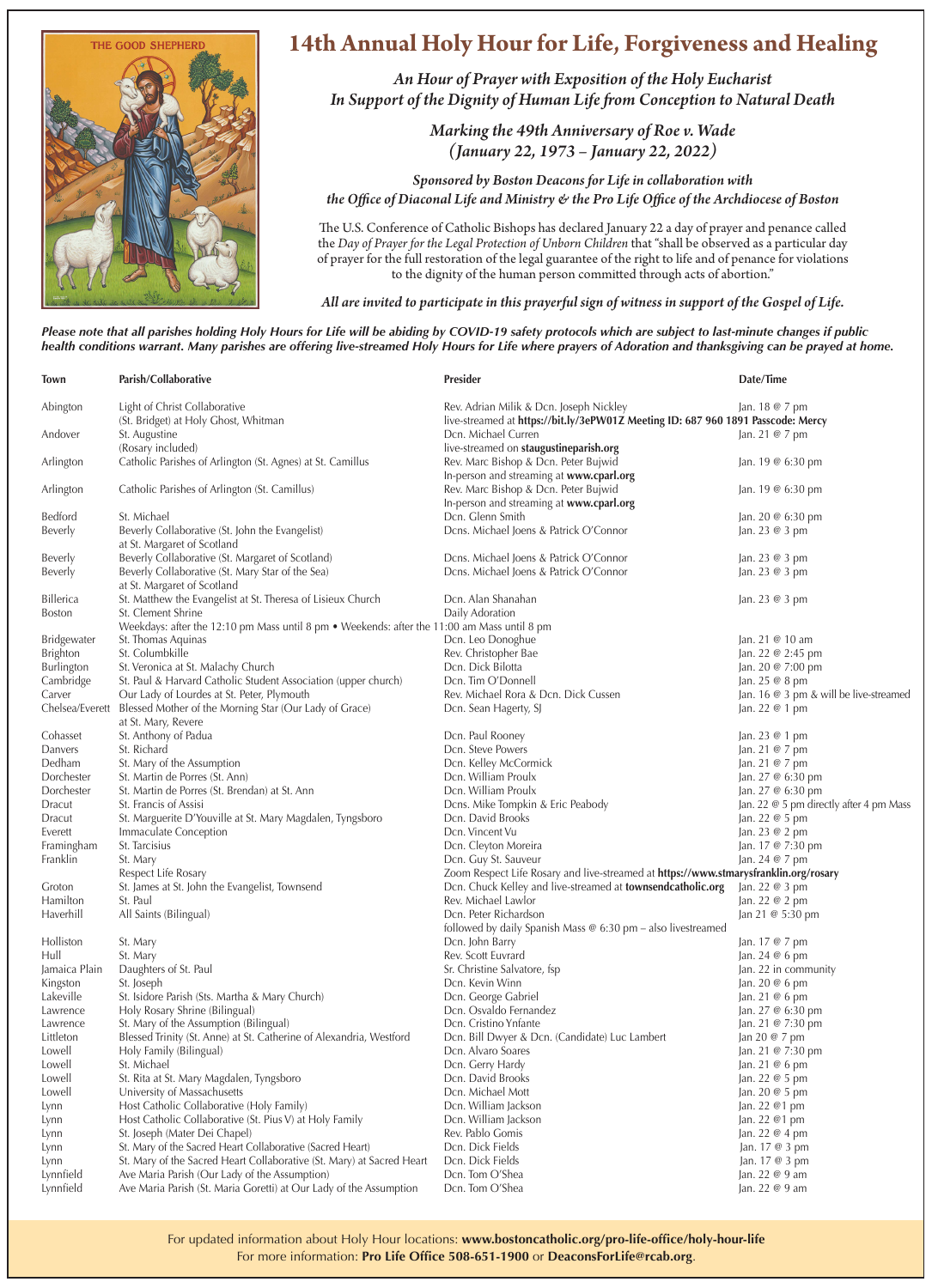# 14th Annual Holy Hour for Life, Forgiveness and Healing

***An Hour of Prayer with Exposition of the Holy Eucharist***
***In Support of the Dignity of Human Life from Conception to Natural Death***

***Marking the 49th Anniversary of Roe v. Wade***
***(January 22, 1973 – January 22, 2022)***

***Sponsored by Boston Deacons for Life in collaboration with***
***the Office of Diaconal Life and Ministry & the Pro Life Office of the Archdiocese of Boston***

The U.S. Conference of Catholic Bishops has declared January 22 a day of prayer and penance called the *Day of Prayer for the Legal Protection of Unborn Children* that "shall be observed as a particular day of prayer for the full restoration of the legal guarantee of the right to life and of penance for violations to the dignity of the human person committed through acts of abortion."

***All are invited to participate in this prayerful sign of witness in support of the Gospel of Life.***

***Please note that all parishes holding Holy Hours for Life will be abiding by COVID-19 safety protocols which are subject to last-minute changes if public health conditions warrant. Many parishes are offering live-streamed Holy Hours for Life where prayers of Adoration and thanksgiving can be prayed at home.***

| Town | Parish/Collaborative | Presider | Date/Time |
|---|---|---|---|
| Abington | Light of Christ Collaborative (St. Bridget) at Holy Ghost, Whitman | Rev. Adrian Milik & Dcn. Joseph Nickley; live-streamed at **https://bit.ly/3ePW01Z Meeting ID: 687 960 1891 Passcode: Mercy** | Jan. 18 @ 7 pm |
| Andover | St. Augustine (Rosary included) | Dcn. Michael Curren; live-streamed on **staugustineparish.org** | Jan. 21 @ 7 pm |
| Arlington | Catholic Parishes of Arlington (St. Agnes) at St. Camillus | Rev. Marc Bishop & Dcn. Peter Bujwid; In-person and streaming at **www.cparl.org** | Jan. 19 @ 6:30 pm |
| Arlington | Catholic Parishes of Arlington (St. Camillus) | Rev. Marc Bishop & Dcn. Peter Bujwid; In-person and streaming at **www.cparl.org** | Jan. 19 @ 6:30 pm |
| Bedford | St. Michael | Dcn. Glenn Smith | Jan. 20 @ 6:30 pm |
| Beverly | Beverly Collaborative (St. John the Evangelist) at St. Margaret of Scotland | Dcns. Michael Joens & Patrick O'Connor | Jan. 23 @ 3 pm |
| Beverly | Beverly Collaborative (St. Margaret of Scotland) | Dcns. Michael Joens & Patrick O'Connor | Jan. 23 @ 3 pm |
| Beverly | Beverly Collaborative (St. Mary Star of the Sea) at St. Margaret of Scotland | Dcns. Michael Joens & Patrick O'Connor | Jan. 23 @ 3 pm |
| Billerica | St. Matthew the Evangelist at St. Theresa of Lisieux Church | Dcn. Alan Shanahan | Jan. 23 @ 3 pm |
| Boston | St. Clement Shrine; Weekdays: after the 12:10 pm Mass until 8 pm • Weekends: after the 11:00 am Mass until 8 pm | Daily Adoration | |
| Bridgewater | St. Thomas Aquinas | Dcn. Leo Donoghue | Jan. 21 @ 10 am |
| Brighton | St. Columbkille | Rev. Christopher Bae | Jan. 22 @ 2:45 pm |
| Burlington | St. Veronica at St. Malachy Church | Dcn. Dick Bilotta | Jan. 20 @ 7:00 pm |
| Cambridge | St. Paul & Harvard Catholic Student Association (upper church) | Dcn. Tim O'Donnell | Jan. 25 @ 8 pm |
| Carver | Our Lady of Lourdes at St. Peter, Plymouth | Rev. Michael Rora & Dcn. Dick Cussen | Jan. 16 @ 3 pm & will be live-streamed |
| Chelsea/Everett | Blessed Mother of the Morning Star (Our Lady of Grace) at St. Mary, Revere | Dcn. Sean Hagerty, SJ | Jan. 22 @ 1 pm |
| Cohasset | St. Anthony of Padua | Dcn. Paul Rooney | Jan. 23 @ 1 pm |
| Danvers | St. Richard | Dcn. Steve Powers | Jan. 21 @ 7 pm |
| Dedham | St. Mary of the Assumption | Dcn. Kelley McCormick | Jan. 21 @ 7 pm |
| Dorchester | St. Martin de Porres (St. Ann) | Dcn. William Proulx | Jan. 27 @ 6:30 pm |
| Dorchester | St. Martin de Porres (St. Brendan) at St. Ann | Dcn. William Proulx | Jan. 27 @ 6:30 pm |
| Dracut | St. Francis of Assisi | Dcns. Mike Tompkin & Eric Peabody | Jan. 22 @ 5 pm directly after 4 pm Mass |
| Dracut | St. Marguerite D'Youville at St. Mary Magdalen, Tyngsboro | Dcn. David Brooks | Jan. 22 @ 5 pm |
| Everett | Immaculate Conception | Dcn. Vincent Vu | Jan. 23 @ 2 pm |
| Framingham | St. Tarcisius | Dcn. Cleyton Moreira | Jan. 17 @ 7:30 pm |
| Franklin | St. Mary | Dcn. Guy St. Sauveur | Jan. 24 @ 7 pm |
| | Respect Life Rosary | Zoom Respect Life Rosary and live-streamed at **https://www.stmarysfranklin.org/rosary** | |
| Groton | St. James at St. John the Evangelist, Townsend | Dcn. Chuck Kelley and live-streamed at **townsendcatholic.org** | Jan. 22 @ 3 pm |
| Hamilton | St. Paul | Rev. Michael Lawlor | Jan. 22 @ 2 pm |
| Haverhill | All Saints (Bilingual) | Dcn. Peter Richardson; followed by daily Spanish Mass @ 6:30 pm – also livestreamed | Jan 21 @ 5:30 pm |
| Holliston | St. Mary | Dcn. John Barry | Jan. 17 @ 7 pm |
| Hull | St. Mary | Rev. Scott Euvrard | Jan. 24 @ 6 pm |
| Jamaica Plain | Daughters of St. Paul | Sr. Christine Salvatore, fsp | Jan. 22 in community |
| Kingston | St. Joseph | Dcn. Kevin Winn | Jan. 20 @ 6 pm |
| Lakeville | St. Isidore Parish (Sts. Martha & Mary Church) | Dcn. George Gabriel | Jan. 21 @ 6 pm |
| Lawrence | Holy Rosary Shrine (Bilingual) | Dcn. Osvaldo Fernandez | Jan. 27 @ 6:30 pm |
| Lawrence | St. Mary of the Assumption (Bilingual) | Dcn. Cristino Ynfante | Jan. 21 @ 7:30 pm |
| Littleton | Blessed Trinity (St. Anne) at St. Catherine of Alexandria, Westford | Dcn. Bill Dwyer & Dcn. (Candidate) Luc Lambert | Jan 20 @ 7 pm |
| Lowell | Holy Family (Bilingual) | Dcn. Alvaro Soares | Jan. 21 @ 7:30 pm |
| Lowell | St. Michael | Dcn. Gerry Hardy | Jan. 21 @ 6 pm |
| Lowell | St. Rita at St. Mary Magdalen, Tyngsboro | Dcn. David Brooks | Jan. 22 @ 5 pm |
| Lowell | University of Massachusetts | Dcn. Michael Mott | Jan. 20 @ 5 pm |
| Lynn | Host Catholic Collaborative (Holy Family) | Dcn. William Jackson | Jan. 22 @1 pm |
| Lynn | Host Catholic Collaborative (St. Pius V) at Holy Family | Dcn. William Jackson | Jan. 22 @1 pm |
| Lynn | St. Joseph (Mater Dei Chapel) | Rev. Pablo Gomis | Jan. 22 @ 4 pm |
| Lynn | St. Mary of the Sacred Heart Collaborative (Sacred Heart) | Dcn. Dick Fields | Jan. 17 @ 3 pm |
| Lynn | St. Mary of the Sacred Heart Collaborative (St. Mary) at Sacred Heart | Dcn. Dick Fields | Jan. 17 @ 3 pm |
| Lynnfield | Ave Maria Parish (Our Lady of the Assumption) | Dcn. Tom O'Shea | Jan. 22 @ 9 am |
| Lynnfield | Ave Maria Parish (St. Maria Goretti) at Our Lady of the Assumption | Dcn. Tom O'Shea | Jan. 22 @ 9 am |

For updated information about Holy Hour locations: **www.bostoncatholic.org/pro-life-office/holy-hour-life**
For more information: **Pro Life Office 508-651-1900** or **DeaconsForLife@rcab.org**.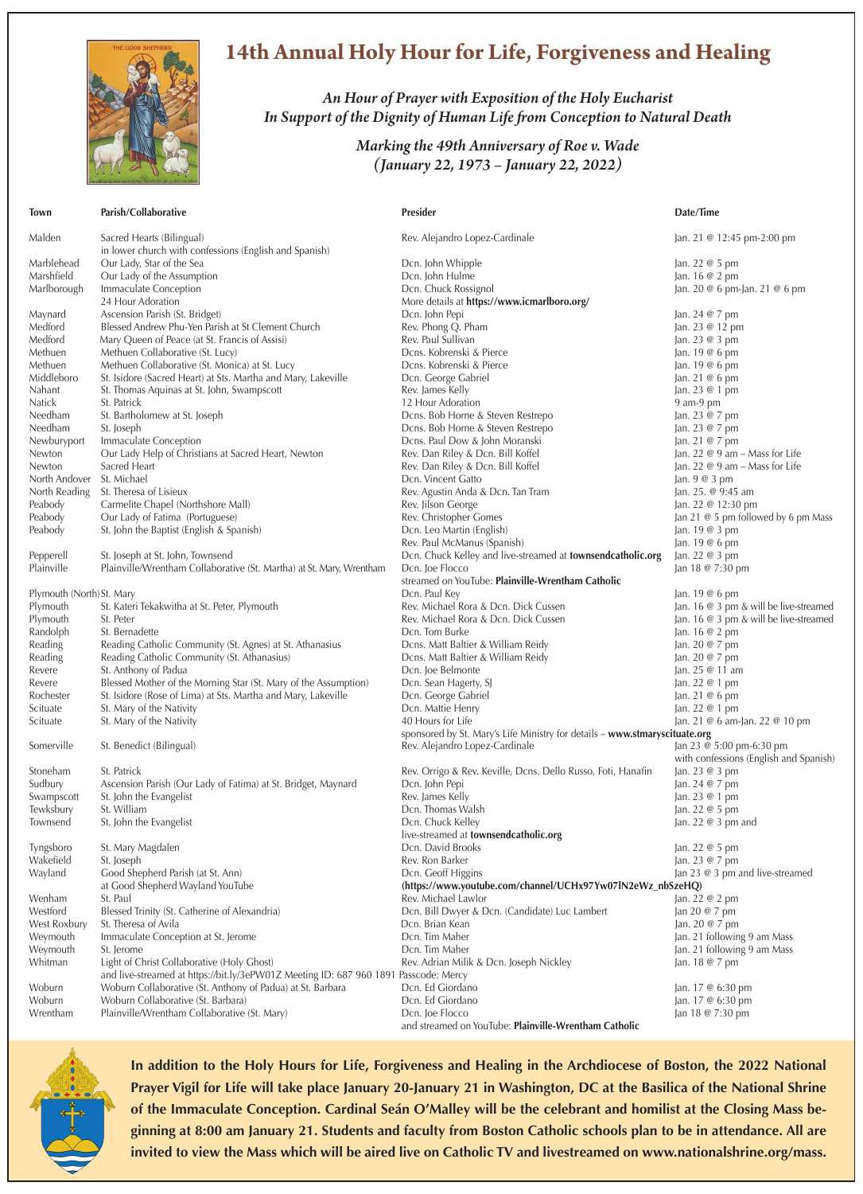# 14th Annual Holy Hour for Life, Forgiveness and Healing

*An Hour of Prayer with Exposition of the Holy Eucharist*
*In Support of the Dignity of Human Life from Conception to Natural Death*

*Marking the 49th Anniversary of Roe v. Wade*
*(January 22, 1973 – January 22, 2022)*

| Town | Parish/Collaborative | Presider | Date/Time |
|---|---|---|---|
| Malden | Sacred Hearts (Bilingual) in lower church with confessions (English and Spanish) | Rev. Alejandro Lopez-Cardinale | Jan. 21 @ 12:45 pm-2:00 pm |
| Marblehead | Our Lady, Star of the Sea | Dcn. John Whipple | Jan. 22 @ 5 pm |
| Marshfield | Our Lady of the Assumption | Dcn. John Hulme | Jan. 16 @ 2 pm |
| Marlborough | Immaculate Conception 24 Hour Adoration | Dcn. Chuck Rossignol More details at **https://www.icmarlboro.org/** | Jan. 20 @ 6 pm-Jan. 21 @ 6 pm |
| Maynard | Ascension Parish (St. Bridget) | Dcn. John Pepi | Jan. 24 @ 7 pm |
| Medford | Blessed Andrew Phu-Yen Parish at St Clement Church | Rev. Phong Q. Pham | Jan. 23 @ 12 pm |
| Medford | Mary Queen of Peace (at St. Francis of Assisi) | Rev. Paul Sullivan | Jan. 23 @ 3 pm |
| Methuen | Methuen Collaborative (St. Lucy) | Dcns. Kobrenski & Pierce | Jan. 19 @ 6 pm |
| Methuen | Methuen Collaborative (St. Monica) at St. Lucy | Dcns. Kobrenski & Pierce | Jan. 19 @ 6 pm |
| Middleboro | St. Isidore (Sacred Heart) at Sts. Martha and Mary, Lakeville | Dcn. George Gabriel | Jan. 21 @ 6 pm |
| Nahant | St. Thomas Aquinas at St. John, Swampscott | Rev. James Kelly | Jan. 23 @ 1 pm |
| Natick | St. Patrick | 12 Hour Adoration | 9 am-9 pm |
| Needham | St. Bartholomew at St. Joseph | Dcns. Bob Horne & Steven Restrepo | Jan. 23 @ 7 pm |
| Needham | St. Joseph | Dcns. Bob Horne & Steven Restrepo | Jan. 23 @ 7 pm |
| Newburyport | Immaculate Conception | Dcns. Paul Dow & John Moranski | Jan. 21 @ 7 pm |
| Newton | Our Lady Help of Christians at Sacred Heart, Newton | Rev. Dan Riley & Dcn. Bill Koffel | Jan. 22 @ 9 am – Mass for Life |
| Newton | Sacred Heart | Rev. Dan Riley & Dcn. Bill Koffel | Jan. 22 @ 9 am – Mass for Life |
| North Andover | St. Michael | Dcn. Vincent Gatto | Jan. 9 @ 3 pm |
| North Reading | St. Theresa of Lisieux | Rev. Agustin Anda & Dcn. Tan Tram | Jan. 25. @ 9:45 am |
| Peabody | Carmelite Chapel (Northshore Mall) | Rev. Jilson George | Jan. 22 @ 12:30 pm |
| Peabody | Our Lady of Fatima (Portuguese) | Rev. Christopher Gomes | Jan 21 @ 5 pm followed by 6 pm Mass |
| Peabody | St. John the Baptist (English & Spanish) | Dcn. Leo Martin (English) | Jan. 19 @ 3 pm |
| | | Rev. Paul McManus (Spanish) | Jan. 19 @ 6 pm |
| Pepperell | St. Joseph at St. John, Townsend | Dcn. Chuck Kelley and live-streamed at **townsendcatholic.org** | Jan. 22 @ 3 pm |
| Plainville | Plainville/Wrentham Collaborative (St. Martha) at St. Mary, Wrentham | Dcn. Joe Flocco streamed on YouTube: **Plainville-Wrentham Catholic** | Jan 18 @ 7:30 pm |
| Plymouth (North) | St. Mary | Dcn. Paul Key | Jan. 19 @ 6 pm |
| Plymouth | St. Kateri Tekakwitha at St. Peter, Plymouth | Rev. Michael Rora & Dcn. Dick Cussen | Jan. 16 @ 3 pm & will be live-streamed |
| Plymouth | St. Peter | Rev. Michael Rora & Dcn. Dick Cussen | Jan. 16 @ 3 pm & will be live-streamed |
| Randolph | St. Bernadette | Dcn. Tom Burke | Jan. 16 @ 2 pm |
| Reading | Reading Catholic Community (St. Agnes) at St. Athanasius | Dcns. Matt Baltier & William Reidy | Jan. 20 @ 7 pm |
| Reading | Reading Catholic Community (St. Athanasius) | Dcns. Matt Baltier & William Reidy | Jan. 20 @ 7 pm |
| Revere | St. Anthony of Padua | Dcn. Joe Belmonte | Jan. 25 @ 11 am |
| Revere | Blessed Mother of the Morning Star (St. Mary of the Assumption) | Dcn. Sean Hagerty, SJ | Jan. 22 @ 1 pm |
| Rochester | St. Isidore (Rose of Lima) at Sts. Martha and Mary, Lakeville | Dcn. George Gabriel | Jan. 21 @ 6 pm |
| Scituate | St. Mary of the Nativity | Dcn. Mattie Henry | Jan. 22 @ 1 pm |
| Scituate | St. Mary of the Nativity | 40 Hours for Life sponsored by St. Mary's Life Ministry for details – **www.stmarysscituate.org** | Jan. 21 @ 6 am-Jan. 22 @ 10 pm |
| Somerville | St. Benedict (Bilingual) | Rev. Alejandro Lopez-Cardinale | Jan 23 @ 5:00 pm-6:30 pm with confessions (English and Spanish) |
| Stoneham | St. Patrick | Rev. Orrigo & Rev. Keville, Dcns. Dello Russo, Foti, Hanafin | Jan. 23 @ 3 pm |
| Sudbury | Ascension Parish (Our Lady of Fatima) at St. Bridget, Maynard | Dcn. John Pepi | Jan. 24 @ 7 pm |
| Swampscott | St. John the Evangelist | Rev. James Kelly | Jan. 23 @ 1 pm |
| Tewksbury | St. William | Dcn. Thomas Walsh | Jan. 22 @ 5 pm |
| Townsend | St. John the Evangelist | Dcn. Chuck Kelley live-streamed at **townsendcatholic.org** | Jan. 22 @ 3 pm and |
| Tyngsboro | St. Mary Magdalen | Dcn. David Brooks | Jan. 22 @ 5 pm |
| Wakefield | St. Joseph | Rev. Ron Barker | Jan. 23 @ 7 pm |
| Wayland | Good Shepherd Parish (at St. Ann) at Good Shepherd Wayland YouTube | Dcn. Geoff Higgins **(https://www.youtube.com/channel/UCHx97Yw07lN2eWz_nbSzeHQ)** | Jan 23 @ 3 pm and live-streamed |
| Wenham | St. Paul | Rev. Michael Lawlor | Jan. 22 @ 2 pm |
| Westford | Blessed Trinity (St. Catherine of Alexandria) | Dcn. Bill Dwyer & Dcn. (Candidate) Luc Lambert | Jan 20 @ 7 pm |
| West Roxbury | St. Theresa of Avila | Dcn. Brian Kean | Jan. 20 @ 7 pm |
| Weymouth | Immaculate Conception at St. Jerome | Dcn. Tim Maher | Jan. 21 following 9 am Mass |
| Weymouth | St. Jerome | Dcn. Tim Maher | Jan. 21 following 9 am Mass |
| Whitman | Light of Christ Collaborative (Holy Ghost) and live-streamed at https://bit.ly/3ePW01Z Meeting ID: 687 960 1891 Passcode: Mercy | Rev. Adrian Milik & Dcn. Joseph Nickley | Jan. 18 @ 7 pm |
| Woburn | Woburn Collaborative (St. Anthony of Padua) at St. Barbara | Dcn. Ed Giordano | Jan. 17 @ 6:30 pm |
| Woburn | Woburn Collaborative (St. Barbara) | Dcn. Ed Giordano | Jan. 17 @ 6:30 pm |
| Wrentham | Plainville/Wrentham Collaborative (St. Mary) | Dcn. Joe Flocco and streamed on YouTube: **Plainville-Wrentham Catholic** | Jan 18 @ 7:30 pm |

**In addition to the Holy Hours for Life, Forgiveness and Healing in the Archdiocese of Boston, the 2022 National Prayer Vigil for Life will take place January 20-January 21 in Washington, DC at the Basilica of the National Shrine of the Immaculate Conception. Cardinal Seán O'Malley will be the celebrant and homilist at the Closing Mass beginning at 8:00 am January 21. Students and faculty from Boston Catholic schools plan to be in attendance. All are invited to view the Mass which will be aired live on Catholic TV and livestreamed on www.nationalshrine.org/mass.**